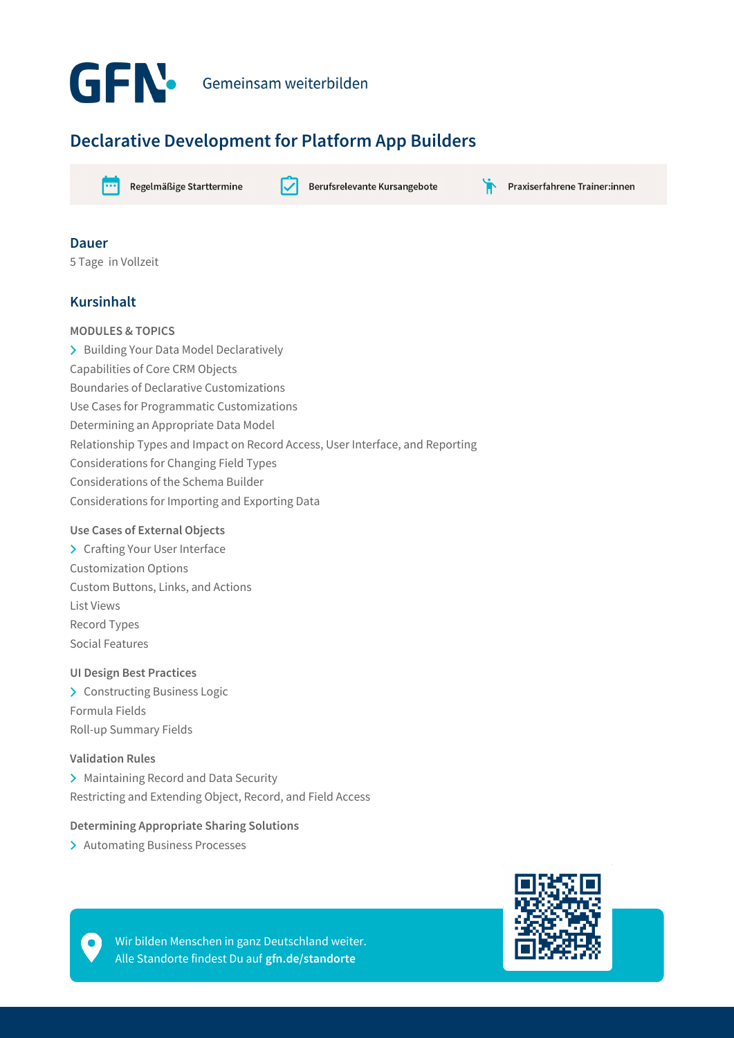GFN Gemeinsam weiterbilden

# Declarative Development for Platform App Builders

Regelmäßige Starttermine | Berufsrelevante Kursangebote | Praxiserfahrene Trainer:innen

## Dauer

5 Tage in Vollzeit

## Kursinhalt

MODULES & TOPICS

- Building Your Data Model Declaratively

Capabilities of Core CRM Objects
Boundaries of Declarative Customizations
Use Cases for Programmatic Customizations
Determining an Appropriate Data Model
Relationship Types and Impact on Record Access, User Interface, and Reporting
Considerations for Changing Field Types
Considerations of the Schema Builder
Considerations for Importing and Exporting Data

Use Cases of External Objects

- Crafting Your User Interface

Customization Options
Custom Buttons, Links, and Actions
List Views
Record Types
Social Features

UI Design Best Practices

- Constructing Business Logic

Formula Fields
Roll-up Summary Fields

Validation Rules

- Maintaining Record and Data Security

Restricting and Extending Object, Record, and Field Access

Determining Appropriate Sharing Solutions

- Automating Business Processes

Wir bilden Menschen in ganz Deutschland weiter.
Alle Standorte findest Du auf **gfn.de/standorte**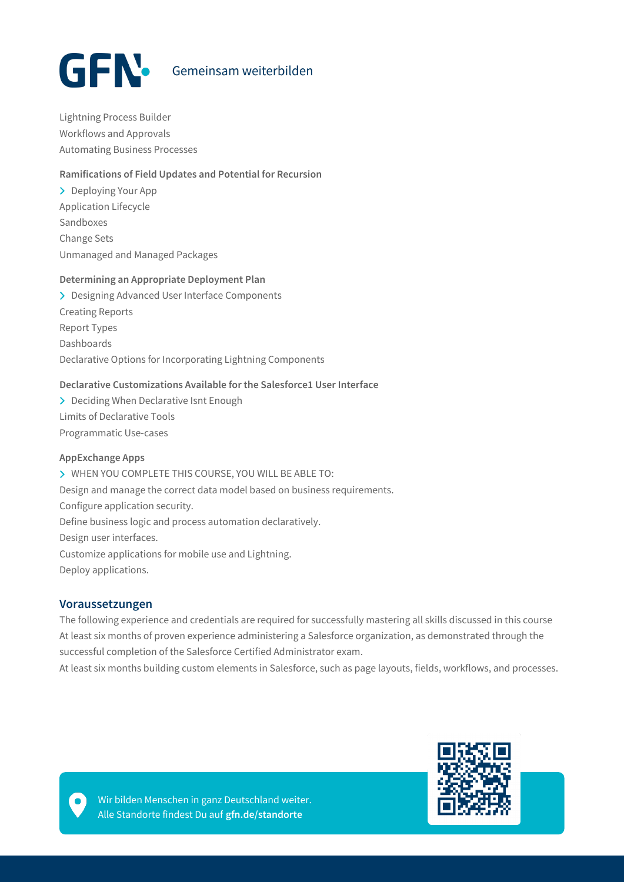Lightning Process Builder
Workflows and Approvals
Automating Business Processes

**Ramifications of Field Updates and Potential for Recursion**

- Deploying Your App

Application Lifecycle
Sandboxes
Change Sets
Unmanaged and Managed Packages

**Determining an Appropriate Deployment Plan**

- Designing Advanced User Interface Components

Creating Reports
Report Types
Dashboards
Declarative Options for Incorporating Lightning Components

**Declarative Customizations Available for the Salesforce1 User Interface**

- Deciding When Declarative Isnt Enough

Limits of Declarative Tools
Programmatic Use-cases

**AppExchange Apps**

- WHEN YOU COMPLETE THIS COURSE, YOU WILL BE ABLE TO:

Design and manage the correct data model based on business requirements.
Configure application security.
Define business logic and process automation declaratively.
Design user interfaces.
Customize applications for mobile use and Lightning.
Deploy applications.

## Voraussetzungen

The following experience and credentials are required for successfully mastering all skills discussed in this course
At least six months of proven experience administering a Salesforce organization, as demonstrated through the successful completion of the Salesforce Certified Administrator exam.
At least six months building custom elements in Salesforce, such as page layouts, fields, workflows, and processes.

Wir bilden Menschen in ganz Deutschland weiter.
Alle Standorte findest Du auf **gfn.de/standorte**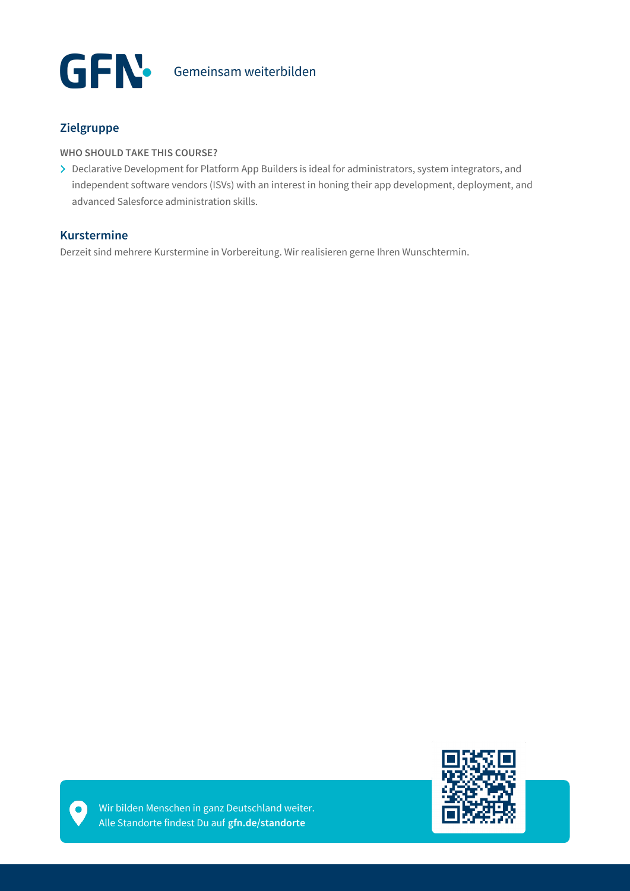## Zielgruppe

**WHO SHOULD TAKE THIS COURSE?**

- Declarative Development for Platform App Builders is ideal for administrators, system integrators, and independent software vendors (ISVs) with an interest in honing their app development, deployment, and advanced Salesforce administration skills.

## Kurstermine

Derzeit sind mehrere Kurstermine in Vorbereitung. Wir realisieren gerne Ihren Wunschtermin.

Wir bilden Menschen in ganz Deutschland weiter.
Alle Standorte findest Du auf **gfn.de/standorte**